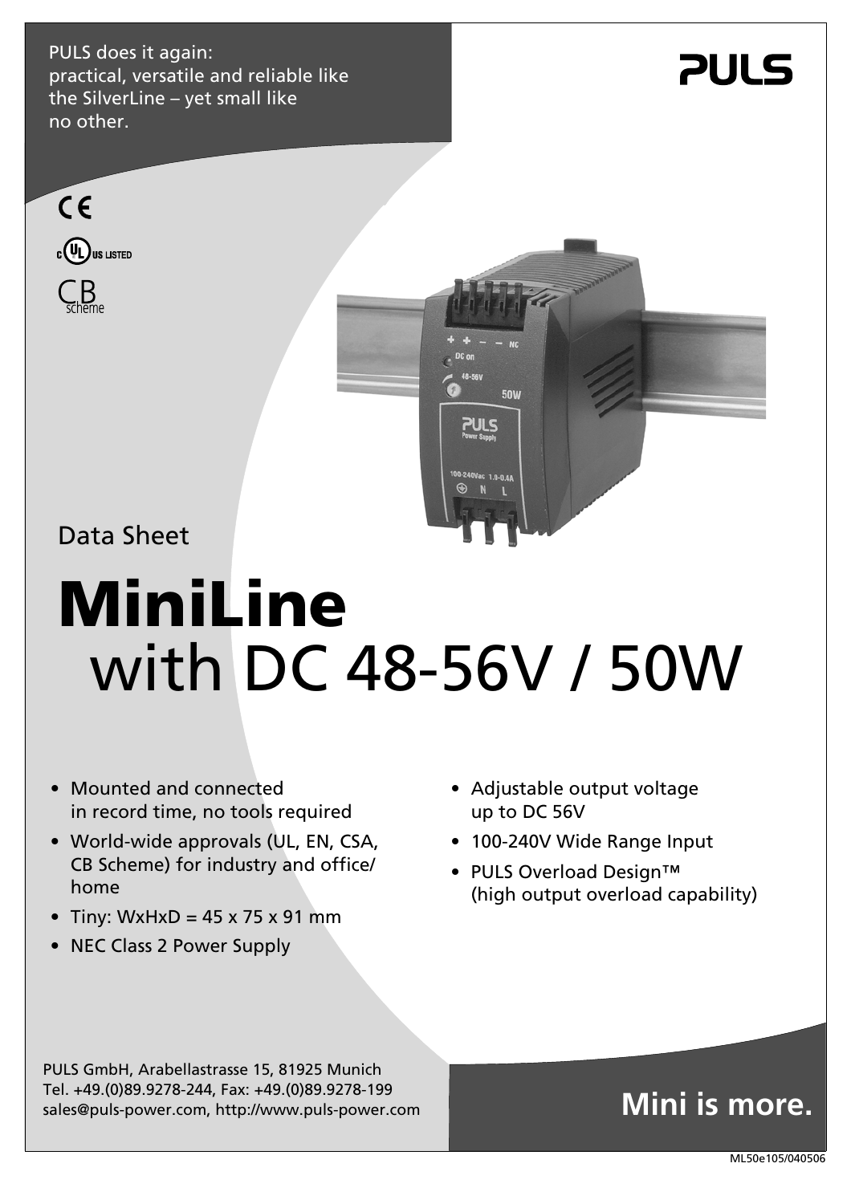PULS does it again:
practical, versatile and reliable like the SilverLine – yet small like no other.

**PULS**

CE

c UL us LISTED

CB scheme

Data Sheet

# MiniLine
# with DC 48-56V / 50W

- Mounted and connected in record time, no tools required
- World-wide approvals (UL, EN, CSA, CB Scheme) for industry and office/ home
- Tiny: WxHxD = 45 x 75 x 91 mm
- NEC Class 2 Power Supply
- Adjustable output voltage up to DC 56V
- 100-240V Wide Range Input
- PULS Overload Design™ (high output overload capability)

PULS GmbH, Arabellastrasse 15, 81925 Munich
Tel. +49.(0)89.9278-244, Fax: +49.(0)89.9278-199
sales@puls-power.com, http://www.puls-power.com

**Mini is more.**

ML50e105/040506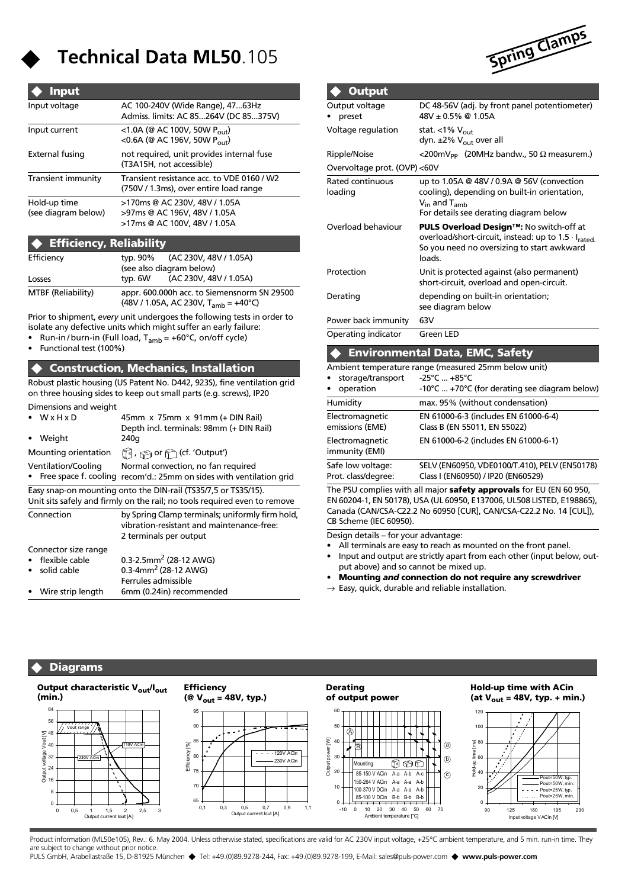# Technical Data ML50.105

Spring Clamps

## Input

| | |
|---|---|
| Input voltage | AC 100-240V (Wide Range), 47...63Hz<br>Admiss. limits: AC 85...264V (DC 85...375V) |
| Input current | <1.0A (@ AC 100V, 50W $P_{out}$)<br><0.6A (@ AC 196V, 50W $P_{out}$) |
| External fusing | not required, unit provides internal fuse (T3A15H, not accessible) |
| Transient immunity | Transient resistance acc. to VDE 0160 / W2 (750V / 1.3ms), over entire load range |
| Hold-up time (see diagram below) | >170ms @ AC 230V, 48V / 1.05A<br>>97ms @ AC 196V, 48V / 1.05A<br>>17ms @ AC 100V, 48V / 1.05A |

## Efficiency, Reliability

| | |
|---|---|
| Efficiency | typ. 90% (AC 230V, 48V / 1.05A) (see also diagram below) |
| Losses | typ. 6W (AC 230V, 48V / 1.05A) |
| MTBF (Reliability) | appr. 600.000h acc. to Siemensnorm SN 29500 (48V / 1.05A, AC 230V, $T_{amb}$ = +40°C) |

Prior to shipment, *every* unit undergoes the following tests in order to isolate any defective units which might suffer an early failure:

- Run-in / burn-in (Full load, $T_{amb}$ = +60°C, on/off cycle)
- Functional test (100%)

## Construction, Mechanics, Installation

Robust plastic housing (US Patent No. D442, 923S), fine ventilation grid on three housing sides to keep out small parts (e.g. screws), IP20

Dimensions and weight

- W x H x D — 45mm x 75mm x 91mm (+ DIN Rail)
  Depth incl. terminals: 98mm (+ DIN Rail)
- Weight — 240g

Mounting orientation — , or (cf. 'Output')

Ventilation/Cooling — Normal convection, no fan required

- Free space f. cooling — recom'd.: 25mm on sides with ventilation grid

Easy snap-on mounting onto the DIN-rail (TS35/7,5 or TS35/15).
Unit sits safely and firmly on the rail; no tools required even to remove

| | |
|---|---|
| Connection | by Spring Clamp terminals; uniformly firm hold, vibration-resistant and maintenance-free: 2 terminals per output |

Connector size range

- flexible cable — 0.3-2.5mm² (28-12 AWG)
- solid cable — 0.3-4mm² (28-12 AWG)
  Ferrules admissible
- Wire strip length — 6mm (0.24in) recommended

## Output

| | |
|---|---|
| Output voltage<br>• preset | DC 48-56V (adj. by front panel potentiometer)<br>48V ± 0.5% @ 1.05A |
| Voltage regulation | stat. <1% $V_{out}$<br>dyn. ±2% $V_{out}$ over all |
| Ripple/Noise | <200m$V_{PP}$ (20MHz bandw., 50 Ω measurem.) |
| Overvoltage prot. (OVP) | <60V |
| Rated continuous loading | up to 1.05A @ 48V / 0.9A @ 56V (convection cooling), depending on built-in orientation, $V_{in}$ and $T_{amb}$<br>For details see derating diagram below |
| Overload behaviour | **PULS Overload Design™:** No switch-off at overload/short-circuit, instead: up to 1.5 · $I_{rated}$. So you need no oversizing to start awkward loads. |
| Protection | Unit is protected against (also permanent) short-circuit, overload and open-circuit. |
| Derating | depending on built-in orientation; see diagram below |
| Power back immunity | 63V |
| Operating indicator | Green LED |

## Environmental Data, EMC, Safety

Ambient temperature range (measured 25mm below unit)

- storage/transport — -25°C ... +85°C
- operation — -10°C ... +70°C (for derating see diagram below)

| | |
|---|---|
| Humidity | max. 95% (without condensation) |
| Electromagnetic emissions (EME) | EN 61000-6-3 (includes EN 61000-6-4)<br>Class B (EN 55011, EN 55022) |
| Electromagnetic immunity (EMI) | EN 61000-6-2 (includes EN 61000-6-1) |
| Safe low voltage:<br>Prot. class/degree: | SELV (EN60950, VDE0100/T.410), PELV (EN50178)<br>Class I (EN60950) / IP20 (EN60529) |

The PSU complies with all major **safety approvals** for EU (EN 60 950, EN 60204-1, EN 50178), USA (UL 60950, E137006, UL508 LISTED, E198865), Canada (CAN/CSA-C22.2 No 60950 [CUR], CAN/CSA-C22.2 No. 14 [CUL]), CB Scheme (IEC 60950).

Design details – for your advantage:

- All terminals are easy to reach as mounted on the front panel.
- Input and output are strictly apart from each other (input below, output above) and so cannot be mixed up.
- **Mounting *and* connection do not require any screwdriver**

→ Easy, quick, durable and reliable installation.

## Diagrams

**Output characteristic $V_{out}/I_{out}$ (min.)**

Vout range
110V ACin
230V ACin
Output voltage Vout [V]
Output current Iout [A]

**Efficiency (@ $V_{out}$ = 48V, typ.)**

120V ACin
230V ACin
Efficiency [%]
Output current Iout [A]

**Derating of output power**

A
B
a
b
c

| Mounting | | | |
|---|---|---|---|
| 85-150 V ACin | A-a | A-b | A-c |
| 150-264 V ACin | A-a | A-a | A-b |
| 100-370 V DCin | A-a | A-a | A-b |
| 85-100 V DCin | B-b | B-b | B-b |

Output power [W]
Ambient temperature [°C]

**Hold-up time with ACin (at $V_{out}$ = 48V, typ. + min.)**

Pout=50W, typ.
Pout=50W, min.
Pout=25W, typ.
Pout=25W, min.
Hold-up time [ms]
Input voltage VACin [V]

Product information (ML50e105), Rev.: 6. May 2004. Unless otherwise stated, specifications are valid for AC 230V input voltage, +25°C ambient temperature, and 5 min. run-in time. They are subject to change without prior notice.
PULS GmbH, Arabellastraße 15, D-81925 München ◆ Tel: +49.(0)89.9278-244, Fax: +49.(0)89.9278-199, E-Mail: sales@puls-power.com ◆ **www.puls-power.com**